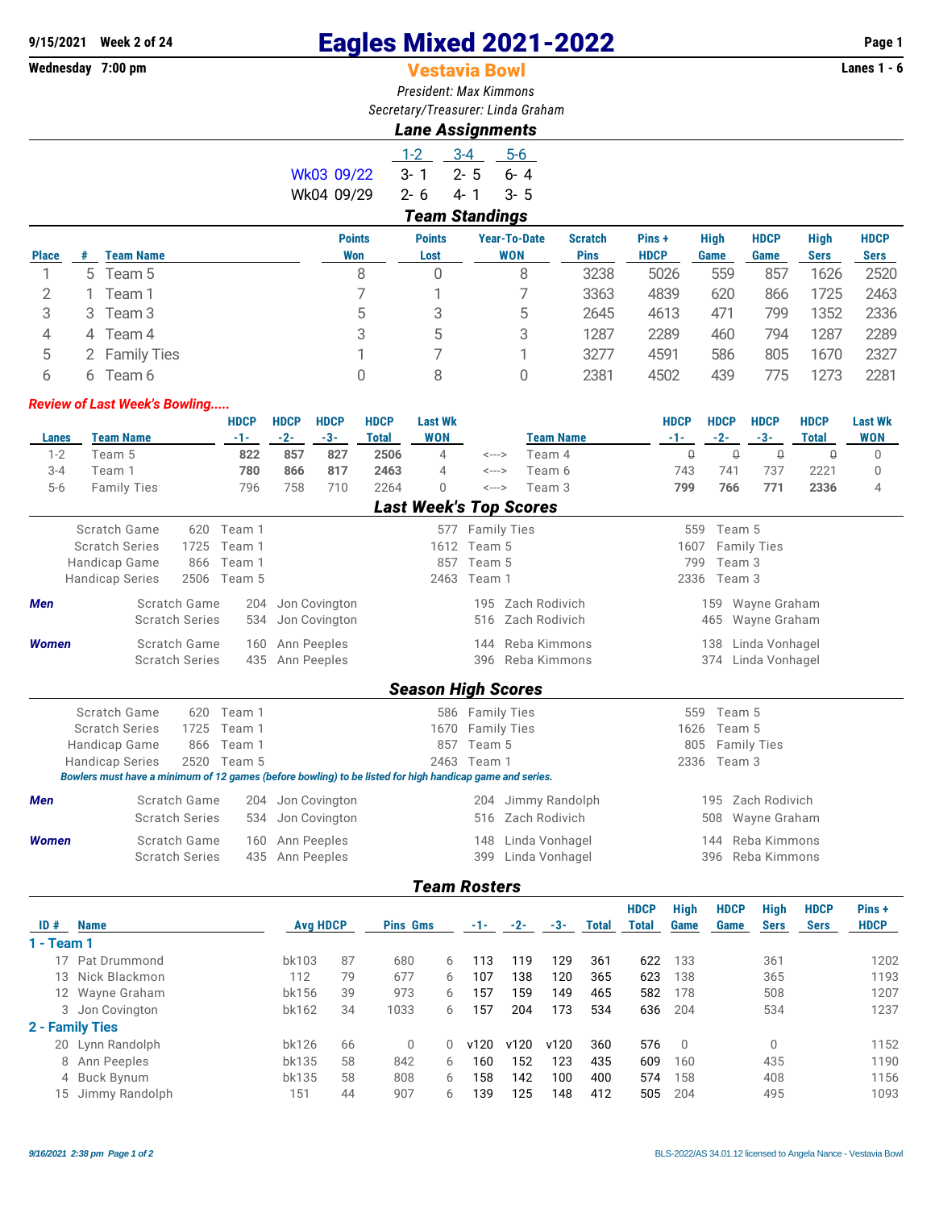9/15/2021 Week 2 of 24

Wednesday 7:00 pm

# Eagles Mixed 2021-2022

## Vestavia Bowl

Lanes 1 - 6

*President: Max Kimmons*

*Secretary/Treasurer: Linda Graham*

### Lane Assignments

| | 1-2 | 3-4 | 5-6 |
|---|---|---|---|
| Wk03 09/22 | 3- 1 | 2- 5 | 6- 4 |
| Wk04 09/29 | 2- 6 | 4- 1 | 3- 5 |

### Team Standings

| Place | # | Team Name | Points Won | Points Lost | Year-To-Date WON | Scratch Pins | Pins + HDCP | High Game | HDCP Game | High Sers | HDCP Sers |
|---|---|---|---|---|---|---|---|---|---|---|---|
| 1 | 5 | Team 5 | 8 | 0 | 8 | 3238 | 5026 | 559 | 857 | 1626 | 2520 |
| 2 | 1 | Team 1 | 7 | 1 | 7 | 3363 | 4839 | 620 | 866 | 1725 | 2463 |
| 3 | 3 | Team 3 | 5 | 3 | 5 | 2645 | 4613 | 471 | 799 | 1352 | 2336 |
| 4 | 4 | Team 4 | 3 | 5 | 3 | 1287 | 2289 | 460 | 794 | 1287 | 2289 |
| 5 | 2 | Family Ties | 1 | 7 | 1 | 3277 | 4591 | 586 | 805 | 1670 | 2327 |
| 6 | 6 | Team 6 | 0 | 8 | 0 | 2381 | 4502 | 439 | 775 | 1273 | 2281 |

***Review of Last Week's Bowling.....***

| Lanes | Team Name | HDCP -1- | HDCP -2- | HDCP -3- | HDCP Total | Last Wk WON | | Team Name | HDCP -1- | HDCP -2- | HDCP -3- | HDCP Total | Last Wk WON |
|---|---|---|---|---|---|---|---|---|---|---|---|---|---|
| 1-2 | Team 5 | **822** | **857** | **827** | **2506** | 4 | <---> | Team 4 | 0 | 0 | 0 | 0 | 0 |
| 3-4 | Team 1 | **780** | **866** | **817** | **2463** | 4 | <---> | Team 6 | 743 | 741 | 737 | 2221 | 0 |
| 5-6 | Family Ties | 796 | 758 | 710 | 2264 | 0 | <---> | Team 3 | **799** | **766** | **771** | **2336** | 4 |

### Last Week's Top Scores

| | | | | | | |
|---|---|---|---|---|---|---|
| Scratch Game | 620 | Team 1 | 577 | Family Ties | 559 | Team 5 |
| Scratch Series | 1725 | Team 1 | 1612 | Team 5 | 1607 | Family Ties |
| Handicap Game | 866 | Team 1 | 857 | Team 5 | 799 | Team 3 |
| Handicap Series | 2506 | Team 5 | 2463 | Team 1 | 2336 | Team 3 |

| | | | | | | | |
|---|---|---|---|---|---|---|---|
| ***Men*** | Scratch Game | 204 | Jon Covington | 195 | Zach Rodivich | 159 | Wayne Graham |
| | Scratch Series | 534 | Jon Covington | 516 | Zach Rodivich | 465 | Wayne Graham |
| ***Women*** | Scratch Game | 160 | Ann Peeples | 144 | Reba Kimmons | 138 | Linda Vonhagel |
| | Scratch Series | 435 | Ann Peeples | 396 | Reba Kimmons | 374 | Linda Vonhagel |

### Season High Scores

| | | | | | | |
|---|---|---|---|---|---|---|
| Scratch Game | 620 | Team 1 | 586 | Family Ties | 559 | Team 5 |
| Scratch Series | 1725 | Team 1 | 1670 | Family Ties | 1626 | Team 5 |
| Handicap Game | 866 | Team 1 | 857 | Team 5 | 805 | Family Ties |
| Handicap Series | 2520 | Team 5 | 2463 | Team 1 | 2336 | Team 3 |

*Bowlers must have a minimum of 12 games (before bowling) to be listed for high handicap game and series.*

| | | | | | | | |
|---|---|---|---|---|---|---|---|
| ***Men*** | Scratch Game | 204 | Jon Covington | 204 | Jimmy Randolph | 195 | Zach Rodivich |
| | Scratch Series | 534 | Jon Covington | 516 | Zach Rodivich | 508 | Wayne Graham |
| ***Women*** | Scratch Game | 160 | Ann Peeples | 148 | Linda Vonhagel | 144 | Reba Kimmons |
| | Scratch Series | 435 | Ann Peeples | 399 | Linda Vonhagel | 396 | Reba Kimmons |

### Team Rosters

| ID # | Name | Avg | HDCP | Pins | Gms | -1- | -2- | -3- | Total | HDCP Total | High Game | HDCP Game | High Sers | HDCP Sers | Pins + HDCP |
|---|---|---|---|---|---|---|---|---|---|---|---|---|---|---|---|
| **1 - Team 1** | | | | | | | | | | | | | | | |
| 17 | Pat Drummond | bk103 | 87 | 680 | 6 | 113 | 119 | 129 | 361 | 622 | 133 | | 361 | | 1202 |
| 13 | Nick Blackmon | 112 | 79 | 677 | 6 | 107 | 138 | 120 | 365 | 623 | 138 | | 365 | | 1193 |
| 12 | Wayne Graham | bk156 | 39 | 973 | 6 | 157 | 159 | 149 | 465 | 582 | 178 | | 508 | | 1207 |
| 3 | Jon Covington | bk162 | 34 | 1033 | 6 | 157 | 204 | 173 | 534 | 636 | 204 | | 534 | | 1237 |
| **2 - Family Ties** | | | | | | | | | | | | | | | |
| 20 | Lynn Randolph | bk126 | 66 | 0 | 0 | v120 | v120 | v120 | 360 | 576 | 0 | | 0 | | 1152 |
| 8 | Ann Peeples | bk135 | 58 | 842 | 6 | 160 | 152 | 123 | 435 | 609 | 160 | | 435 | | 1190 |
| 4 | Buck Bynum | bk135 | 58 | 808 | 6 | 158 | 142 | 100 | 400 | 574 | 158 | | 408 | | 1156 |
| 15 | Jimmy Randolph | 151 | 44 | 907 | 6 | 139 | 125 | 148 | 412 | 505 | 204 | | 495 | | 1093 |

*9/16/2021 2:38 pm*

BLS-2022/AS 34.01.12 licensed to Angela Nance - Vestavia Bowl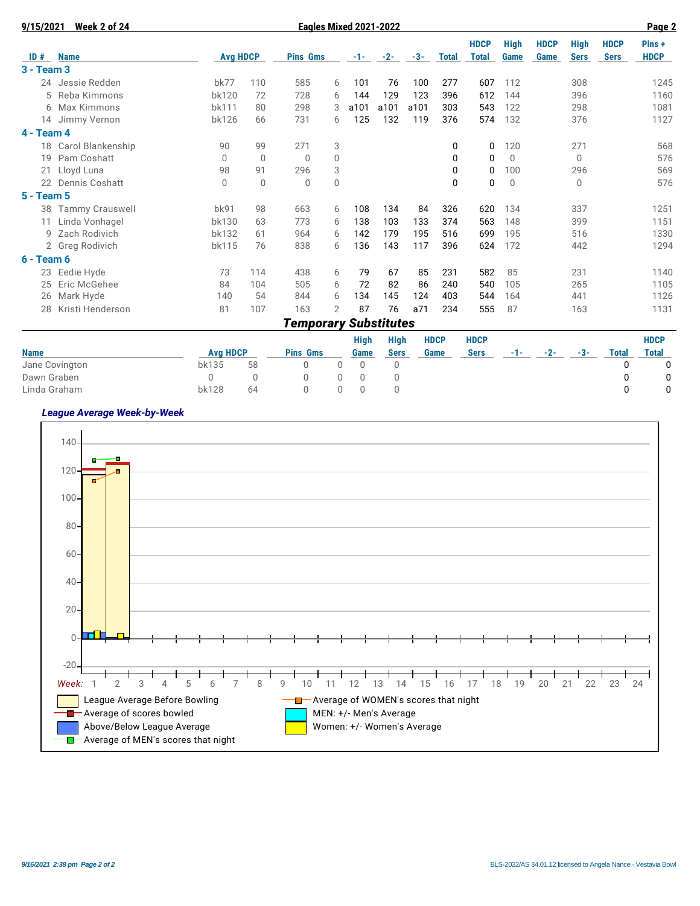9/15/2021 Week 2 of 24 — Eagles Mixed 2021-2022

| ID # | Name | Avg | HDCP | Pins | Gms | -1- | -2- | -3- | Total | HDCP Total | High Game | HDCP Game | High Sers | HDCP Sers | Pins + HDCP |
|---|---|---|---|---|---|---|---|---|---|---|---|---|---|---|---|
| **3 - Team 3** | | | | | | | | | | | | | | | |
| 24 | Jessie Redden | bk77 | 110 | 585 | 6 | 101 | 76 | 100 | 277 | 607 | 112 | | 308 | | 1245 |
| 5 | Reba Kimmons | bk120 | 72 | 728 | 6 | 144 | 129 | 123 | 396 | 612 | 144 | | 396 | | 1160 |
| 6 | Max Kimmons | bk111 | 80 | 298 | 3 | a101 | a101 | a101 | 303 | 543 | 122 | | 298 | | 1081 |
| 14 | Jimmy Vernon | bk126 | 66 | 731 | 6 | 125 | 132 | 119 | 376 | 574 | 132 | | 376 | | 1127 |
| **4 - Team 4** | | | | | | | | | | | | | | | |
| 18 | Carol Blankenship | 90 | 99 | 271 | 3 | | | | 0 | 0 | 120 | | 271 | | 568 |
| 19 | Pam Coshatt | 0 | 0 | 0 | 0 | | | | 0 | 0 | 0 | | 0 | | 576 |
| 21 | Lloyd Luna | 98 | 91 | 296 | 3 | | | | 0 | 0 | 100 | | 296 | | 569 |
| 22 | Dennis Coshatt | 0 | 0 | 0 | 0 | | | | 0 | 0 | 0 | | 0 | | 576 |
| **5 - Team 5** | | | | | | | | | | | | | | | |
| 38 | Tammy Crauswell | bk91 | 98 | 663 | 6 | 108 | 134 | 84 | 326 | 620 | 134 | | 337 | | 1251 |
| 11 | Linda Vonhagel | bk130 | 63 | 773 | 6 | 138 | 103 | 133 | 374 | 563 | 148 | | 399 | | 1151 |
| 9 | Zach Rodivich | bk132 | 61 | 964 | 6 | 142 | 179 | 195 | 516 | 699 | 195 | | 516 | | 1330 |
| 2 | Greg Rodivich | bk115 | 76 | 838 | 6 | 136 | 143 | 117 | 396 | 624 | 172 | | 442 | | 1294 |
| **6 - Team 6** | | | | | | | | | | | | | | | |
| 23 | Eedie Hyde | 73 | 114 | 438 | 6 | 79 | 67 | 85 | 231 | 582 | 85 | | 231 | | 1140 |
| 25 | Eric McGehee | 84 | 104 | 505 | 6 | 72 | 82 | 86 | 240 | 540 | 105 | | 265 | | 1105 |
| 26 | Mark Hyde | 140 | 54 | 844 | 6 | 134 | 145 | 124 | 403 | 544 | 164 | | 441 | | 1126 |
| 28 | Kristi Henderson | 81 | 107 | 163 | 2 | 87 | 76 | a71 | 234 | 555 | 87 | | 163 | | 1131 |

## *Temporary Substitutes*

| Name | Avg | HDCP | Pins | Gms | High Game | High Sers | HDCP Game | HDCP Sers | -1- | -2- | -3- | Total | HDCP Total |
|---|---|---|---|---|---|---|---|---|---|---|---|---|---|
| Jane Covington | bk135 | 58 | 0 | 0 | 0 | 0 | | | | | | 0 | 0 |
| Dawn Graben | 0 | 0 | 0 | 0 | 0 | 0 | | | | | | 0 | 0 |
| Linda Graham | bk128 | 64 | 0 | 0 | 0 | 0 | | | | | | 0 | 0 |

### *League Average Week-by-Week*

140
120
100
80
60
40
20
0
-20
Week: 1 2 3 4 5 6 7 8 9 10 11 12 13 14 15 16 17 18 19 20 21 22 23 24

League Average Before Bowling
Average of scores bowled
Above/Below League Average
Average of MEN's scores that night
Average of WOMEN's scores that night
MEN: +/- Men's Average
Women: +/- Women's Average